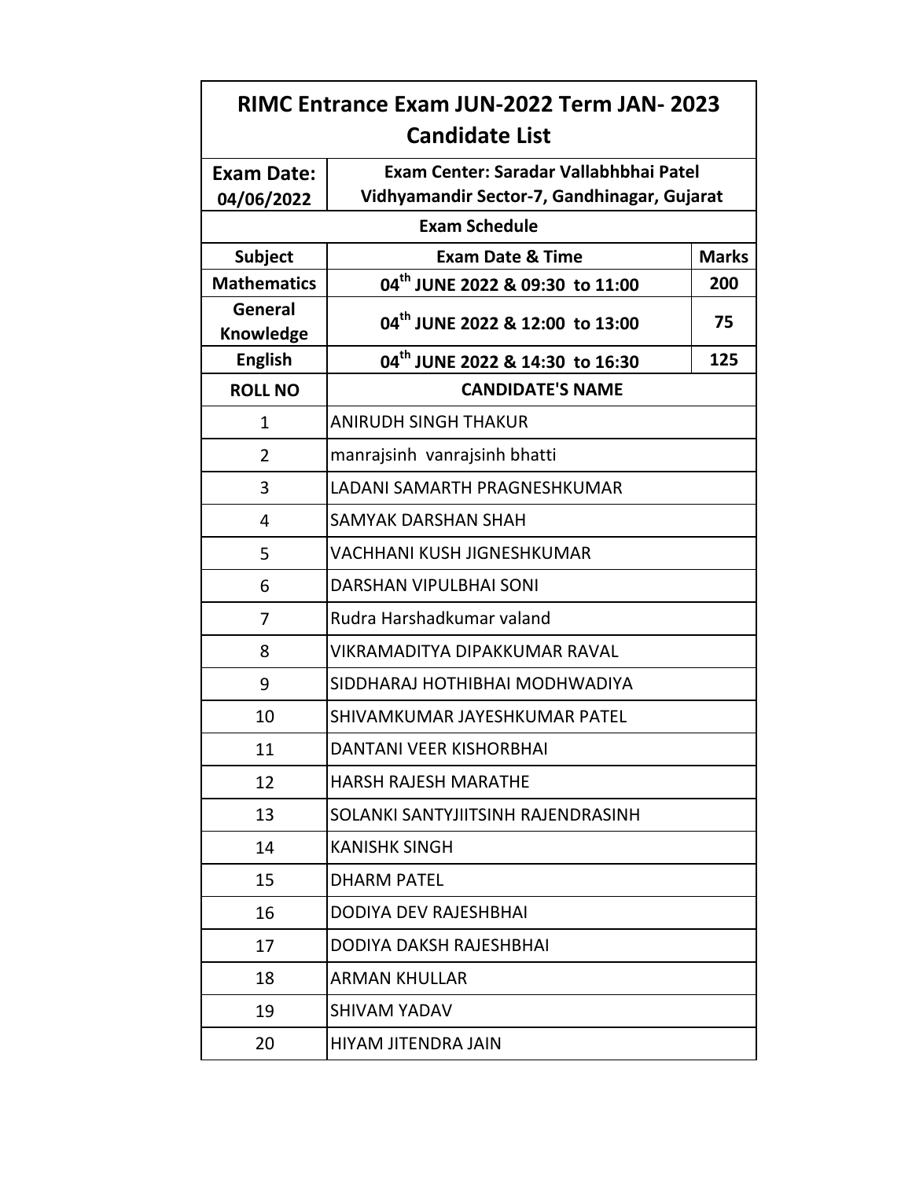# RIMC Entrance Exam JUN-2022 Term JAN- 2023 Candidate List

| **Exam Date: 04/06/2022** | **Exam Center: Saradar Vallabhbhai Patel Vidhyamandir Sector-7, Gandhinagar, Gujarat** | |
|---|---|---|
| **Exam Schedule** | | |
| **Subject** | **Exam Date & Time** | **Marks** |
| **Mathematics** | **04th JUNE 2022 & 09:30 to 11:00** | **200** |
| **General Knowledge** | **04th JUNE 2022 & 12:00 to 13:00** | **75** |
| **English** | **04th JUNE 2022 & 14:30 to 16:30** | **125** |

| ROLL NO | CANDIDATE'S NAME |
|---|---|
| 1 | ANIRUDH SINGH THAKUR |
| 2 | manrajsinh vanrajsinh bhatti |
| 3 | LADANI SAMARTH PRAGNESHKUMAR |
| 4 | SAMYAK DARSHAN SHAH |
| 5 | VACHHANI KUSH JIGNESHKUMAR |
| 6 | DARSHAN VIPULBHAI SONI |
| 7 | Rudra Harshadkumar valand |
| 8 | VIKRAMADITYA DIPAKKUMAR RAVAL |
| 9 | SIDDHARAJ HOTHIBHAI MODHWADIYA |
| 10 | SHIVAMKUMAR JAYESHKUMAR PATEL |
| 11 | DANTANI VEER KISHORBHAI |
| 12 | HARSH RAJESH MARATHE |
| 13 | SOLANKI SANTYJIITSINH RAJENDRASINH |
| 14 | KANISHK SINGH |
| 15 | DHARM PATEL |
| 16 | DODIYA DEV RAJESHBHAI |
| 17 | DODIYA DAKSH RAJESHBHAI |
| 18 | ARMAN KHULLAR |
| 19 | SHIVAM YADAV |
| 20 | HIYAM JITENDRA JAIN |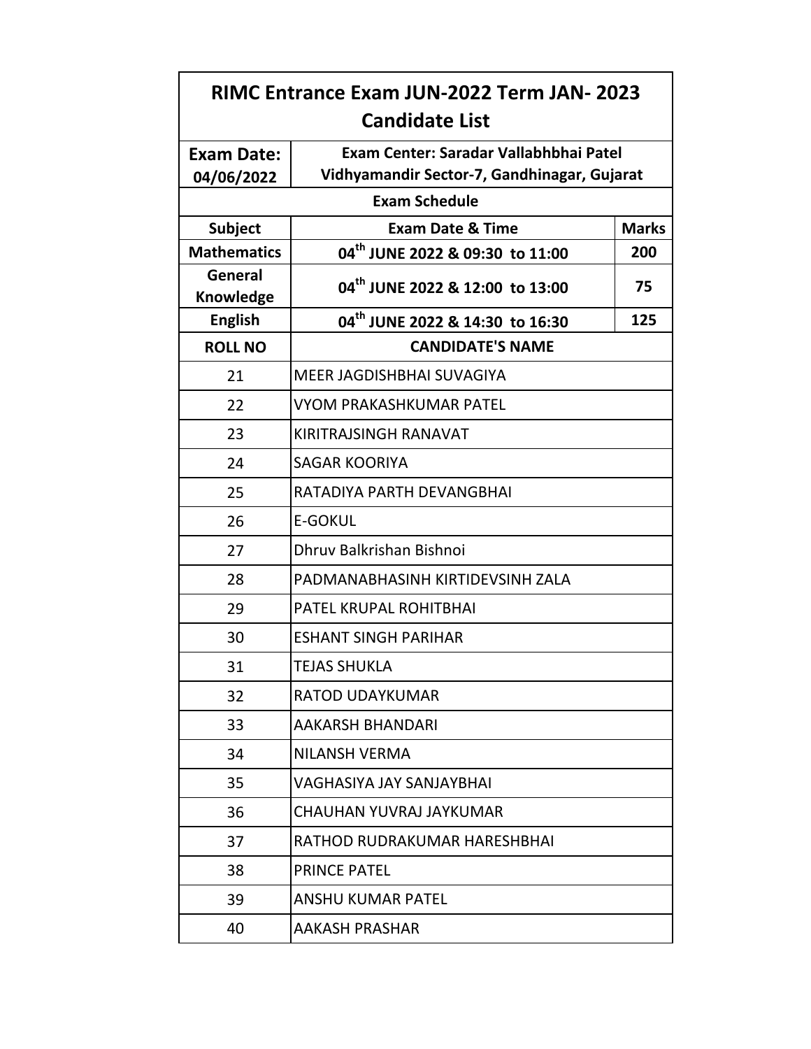# RIMC Entrance Exam JUN-2022 Term JAN- 2023 Candidate List

| Exam Date: 04/06/2022 | Exam Center: Saradar Vallabhbhai Patel Vidhyamandir Sector-7, Gandhinagar, Gujarat | |
|---|---|---|
| **Exam Schedule** | | |
| **Subject** | **Exam Date & Time** | **Marks** |
| **Mathematics** | **04th JUNE 2022 & 09:30 to 11:00** | **200** |
| **General Knowledge** | **04th JUNE 2022 & 12:00 to 13:00** | **75** |
| **English** | **04th JUNE 2022 & 14:30 to 16:30** | **125** |

| ROLL NO | CANDIDATE'S NAME |
|---|---|
| 21 | MEER JAGDISHBHAI SUVAGIYA |
| 22 | VYOM PRAKASHKUMAR PATEL |
| 23 | KIRITRAJSINGH RANAVAT |
| 24 | SAGAR KOORIYA |
| 25 | RATADIYA PARTH DEVANGBHAI |
| 26 | E-GOKUL |
| 27 | Dhruv Balkrishan Bishnoi |
| 28 | PADMANABHASINH KIRTIDEVSINH ZALA |
| 29 | PATEL KRUPAL ROHITBHAI |
| 30 | ESHANT SINGH PARIHAR |
| 31 | TEJAS SHUKLA |
| 32 | RATOD UDAYKUMAR |
| 33 | AAKARSH BHANDARI |
| 34 | NILANSH VERMA |
| 35 | VAGHASIYA JAY SANJAYBHAI |
| 36 | CHAUHAN YUVRAJ JAYKUMAR |
| 37 | RATHOD RUDRAKUMAR HARESHBHAI |
| 38 | PRINCE PATEL |
| 39 | ANSHU KUMAR PATEL |
| 40 | AAKASH PRASHAR |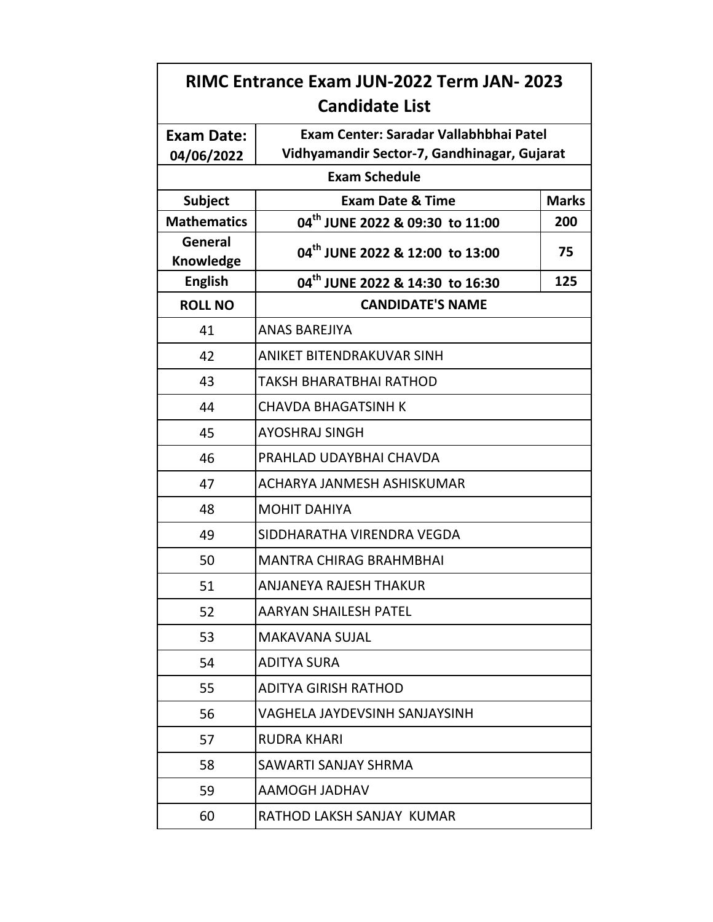# RIMC Entrance Exam JUN-2022 Term JAN- 2023 Candidate List

| **Exam Date:** 04/06/2022 | **Exam Center: Saradar Vallabhbhai Patel Vidhyamandir Sector-7, Gandhinagar, Gujarat** | |
|---|---|---|
| **Exam Schedule** | | |
| **Subject** | **Exam Date & Time** | **Marks** |
| **Mathematics** | **04th JUNE 2022 & 09:30 to 11:00** | **200** |
| **General Knowledge** | **04th JUNE 2022 & 12:00 to 13:00** | **75** |
| **English** | **04th JUNE 2022 & 14:30 to 16:30** | **125** |

| ROLL NO | CANDIDATE'S NAME |
|---|---|
| 41 | ANAS BAREJIYA |
| 42 | ANIKET BITENDRAKUVAR SINH |
| 43 | TAKSH BHARATBHAI RATHOD |
| 44 | CHAVDA BHAGATSINH K |
| 45 | AYOSHRAJ SINGH |
| 46 | PRAHLAD UDAYBHAI CHAVDA |
| 47 | ACHARYA JANMESH ASHISKUMAR |
| 48 | MOHIT DAHIYA |
| 49 | SIDDHARATHA VIRENDRA VEGDA |
| 50 | MANTRA CHIRAG BRAHMBHAI |
| 51 | ANJANEYA RAJESH THAKUR |
| 52 | AARYAN SHAILESH PATEL |
| 53 | MAKAVANA SUJAL |
| 54 | ADITYA SURA |
| 55 | ADITYA GIRISH RATHOD |
| 56 | VAGHELA JAYDEVSINH SANJAYSINH |
| 57 | RUDRA KHARI |
| 58 | SAWARTI SANJAY SHRMA |
| 59 | AAMOGH JADHAV |
| 60 | RATHOD LAKSH SANJAY KUMAR |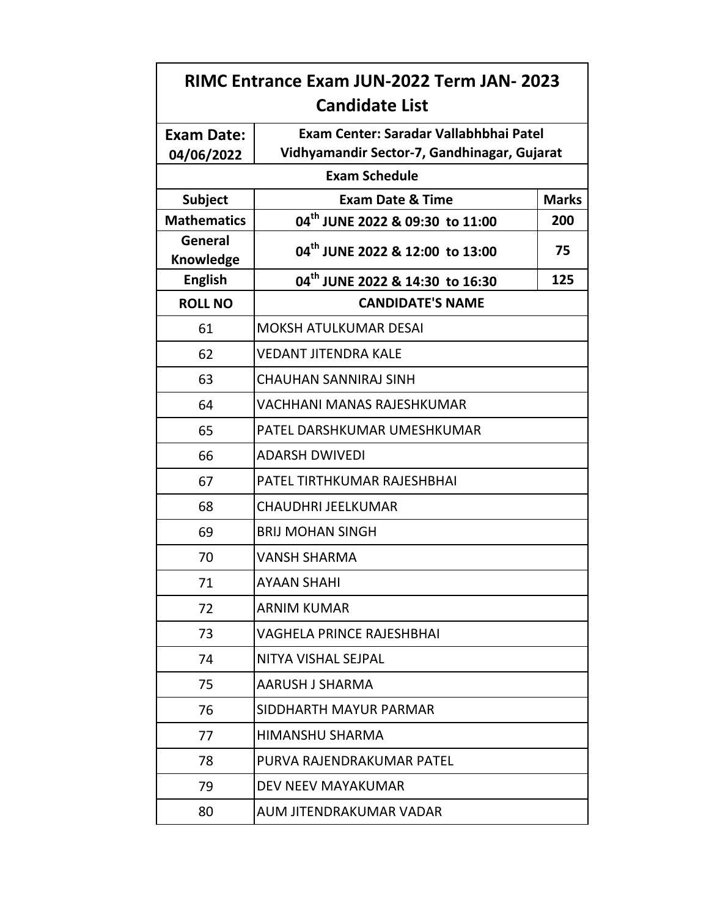# RIMC Entrance Exam JUN-2022 Term JAN- 2023 Candidate List

| **Exam Date:** 04/06/2022 | **Exam Center: Saradar Vallabhbhai Patel Vidhyamandir Sector-7, Gandhinagar, Gujarat** | |
|---|---|---|
| **Exam Schedule** | | |
| **Subject** | **Exam Date & Time** | **Marks** |
| **Mathematics** | **04th JUNE 2022 & 09:30 to 11:00** | **200** |
| **General Knowledge** | **04th JUNE 2022 & 12:00 to 13:00** | **75** |
| **English** | **04th JUNE 2022 & 14:30 to 16:30** | **125** |

| ROLL NO | CANDIDATE'S NAME |
|---|---|
| 61 | MOKSH ATULKUMAR DESAI |
| 62 | VEDANT JITENDRA KALE |
| 63 | CHAUHAN SANNIRAJ SINH |
| 64 | VACHHANI MANAS RAJESHKUMAR |
| 65 | PATEL DARSHKUMAR UMESHKUMAR |
| 66 | ADARSH DWIVEDI |
| 67 | PATEL TIRTHKUMAR RAJESHBHAI |
| 68 | CHAUDHRI JEELKUMAR |
| 69 | BRIJ MOHAN SINGH |
| 70 | VANSH SHARMA |
| 71 | AYAAN SHAHI |
| 72 | ARNIM KUMAR |
| 73 | VAGHELA PRINCE RAJESHBHAI |
| 74 | NITYA VISHAL SEJPAL |
| 75 | AARUSH J SHARMA |
| 76 | SIDDHARTH MAYUR PARMAR |
| 77 | HIMANSHU SHARMA |
| 78 | PURVA RAJENDRAKUMAR PATEL |
| 79 | DEV NEEV MAYAKUMAR |
| 80 | AUM JITENDRAKUMAR VADAR |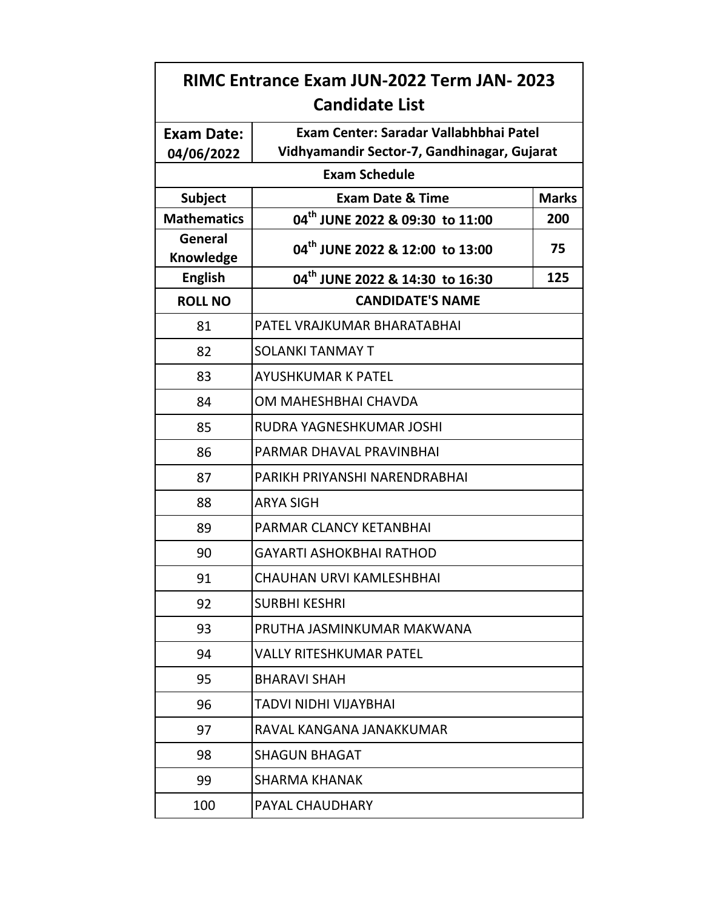# RIMC Entrance Exam JUN-2022 Term JAN- 2023 Candidate List

| **Exam Date: 04/06/2022** | **Exam Center: Saradar Vallabhbhai Patel Vidhyamandir Sector-7, Gandhinagar, Gujarat** | |
|---|---|---|
| **Exam Schedule** | | |
| **Subject** | **Exam Date & Time** | **Marks** |
| **Mathematics** | **04th JUNE 2022 & 09:30 to 11:00** | **200** |
| **General Knowledge** | **04th JUNE 2022 & 12:00 to 13:00** | **75** |
| **English** | **04th JUNE 2022 & 14:30 to 16:30** | **125** |

| ROLL NO | CANDIDATE'S NAME |
|---|---|
| 81 | PATEL VRAJKUMAR BHARATABHAI |
| 82 | SOLANKI TANMAY T |
| 83 | AYUSHKUMAR K PATEL |
| 84 | OM MAHESHBHAI CHAVDA |
| 85 | RUDRA YAGNESHKUMAR JOSHI |
| 86 | PARMAR DHAVAL PRAVINBHAI |
| 87 | PARIKH PRIYANSHI NARENDRABHAI |
| 88 | ARYA SIGH |
| 89 | PARMAR CLANCY KETANBHAI |
| 90 | GAYARTI ASHOKBHAI RATHOD |
| 91 | CHAUHAN URVI KAMLESHBHAI |
| 92 | SURBHI KESHRI |
| 93 | PRUTHA JASMINKUMAR MAKWANA |
| 94 | VALLY RITESHKUMAR PATEL |
| 95 | BHARAVI SHAH |
| 96 | TADVI NIDHI VIJAYBHAI |
| 97 | RAVAL KANGANA JANAKKUMAR |
| 98 | SHAGUN BHAGAT |
| 99 | SHARMA KHANAK |
| 100 | PAYAL CHAUDHARY |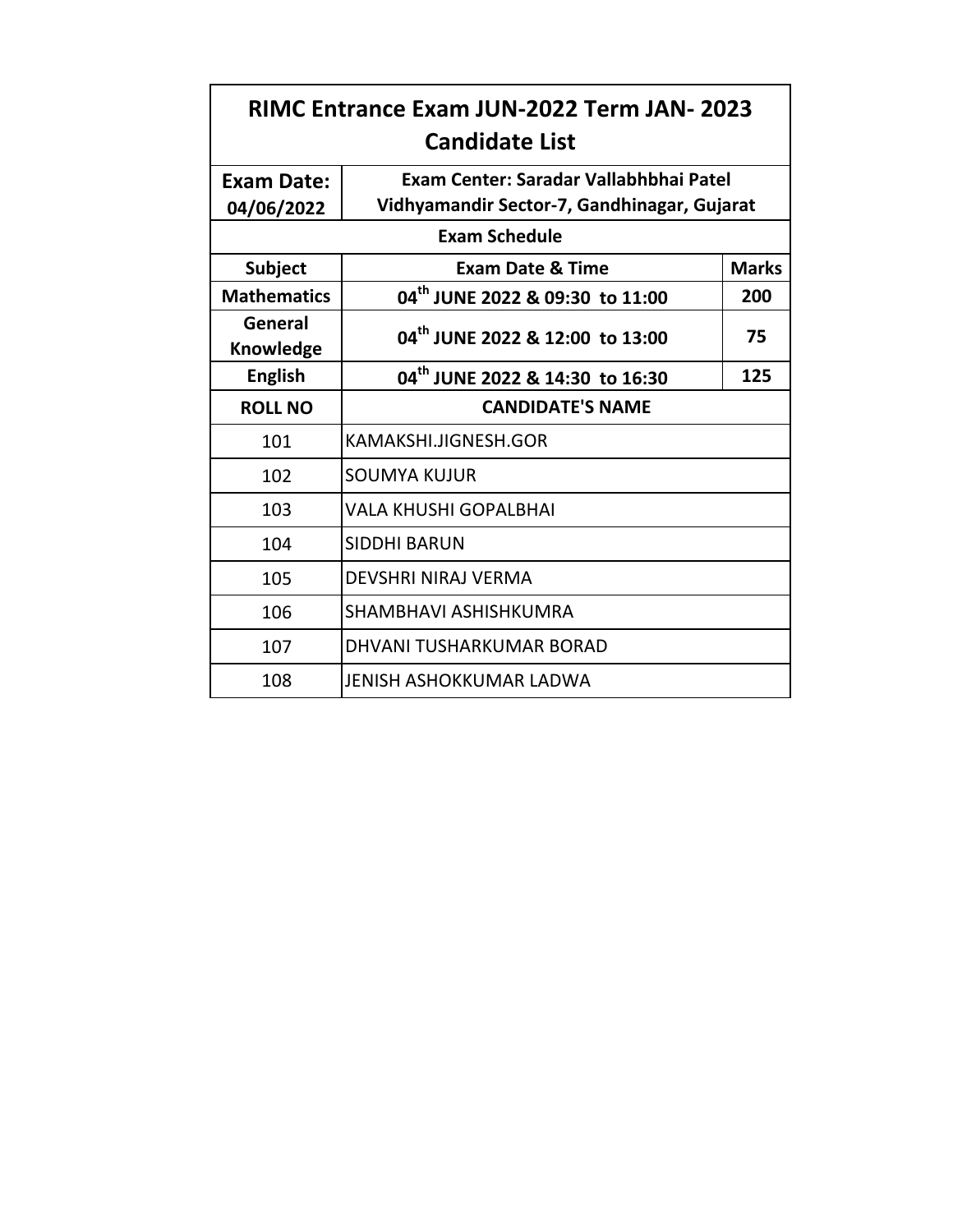| RIMC Entrance Exam JUN-2022 Term JAN- 2023 Candidate List | | |
|---|---|---|
| **Exam Date: 04/06/2022** | **Exam Center: Saradar Vallabhbhai Patel Vidhyamandir Sector-7, Gandhinagar, Gujarat** | |
| **Exam Schedule** | | |
| **Subject** | **Exam Date & Time** | **Marks** |
| **Mathematics** | **04th JUNE 2022 & 09:30 to 11:00** | **200** |
| **General Knowledge** | **04th JUNE 2022 & 12:00 to 13:00** | **75** |
| **English** | **04th JUNE 2022 & 14:30 to 16:30** | **125** |
| **ROLL NO** | **CANDIDATE'S NAME** | |
| 101 | KAMAKSHI.JIGNESH.GOR | |
| 102 | SOUMYA KUJUR | |
| 103 | VALA KHUSHI GOPALBHAI | |
| 104 | SIDDHI BARUN | |
| 105 | DEVSHRI NIRAJ VERMA | |
| 106 | SHAMBHAVI ASHISHKUMRA | |
| 107 | DHVANI TUSHARKUMAR BORAD | |
| 108 | JENISH ASHOKKUMAR LADWA | |